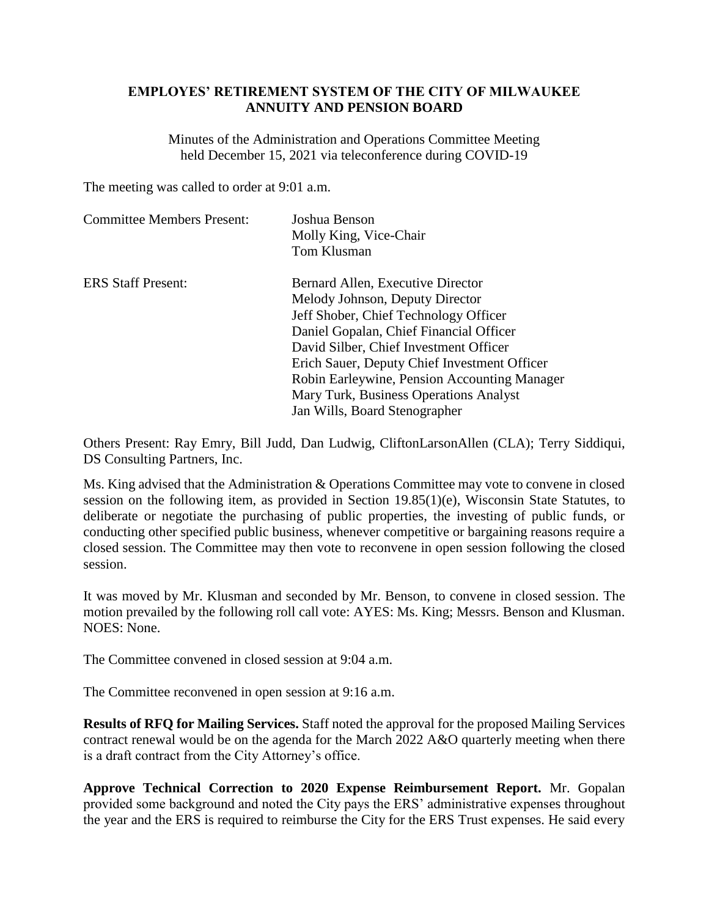**EMPLOYES' RETIREMENT SYSTEM OF THE CITY OF MILWAUKEE**
**ANNUITY AND PENSION BOARD**

Minutes of the Administration and Operations Committee Meeting held December 15, 2021 via teleconference during COVID-19

The meeting was called to order at 9:01 a.m.

| Committee Members Present: | Joshua Benson<br>Molly King, Vice-Chair<br>Tom Klusman |
|---|---|
| ERS Staff Present: | Bernard Allen, Executive Director<br>Melody Johnson, Deputy Director<br>Jeff Shober, Chief Technology Officer<br>Daniel Gopalan, Chief Financial Officer<br>David Silber, Chief Investment Officer<br>Erich Sauer, Deputy Chief Investment Officer<br>Robin Earleywine, Pension Accounting Manager<br>Mary Turk, Business Operations Analyst<br>Jan Wills, Board Stenographer |

Others Present: Ray Emry, Bill Judd, Dan Ludwig, CliftonLarsonAllen (CLA); Terry Siddiqui, DS Consulting Partners, Inc.

Ms. King advised that the Administration & Operations Committee may vote to convene in closed session on the following item, as provided in Section 19.85(1)(e), Wisconsin State Statutes, to deliberate or negotiate the purchasing of public properties, the investing of public funds, or conducting other specified public business, whenever competitive or bargaining reasons require a closed session. The Committee may then vote to reconvene in open session following the closed session.

It was moved by Mr. Klusman and seconded by Mr. Benson, to convene in closed session. The motion prevailed by the following roll call vote: AYES: Ms. King; Messrs. Benson and Klusman. NOES: None.

The Committee convened in closed session at 9:04 a.m.

The Committee reconvened in open session at 9:16 a.m.

**Results of RFQ for Mailing Services.** Staff noted the approval for the proposed Mailing Services contract renewal would be on the agenda for the March 2022 A&O quarterly meeting when there is a draft contract from the City Attorney's office.

**Approve Technical Correction to 2020 Expense Reimbursement Report.** Mr. Gopalan provided some background and noted the City pays the ERS' administrative expenses throughout the year and the ERS is required to reimburse the City for the ERS Trust expenses. He said every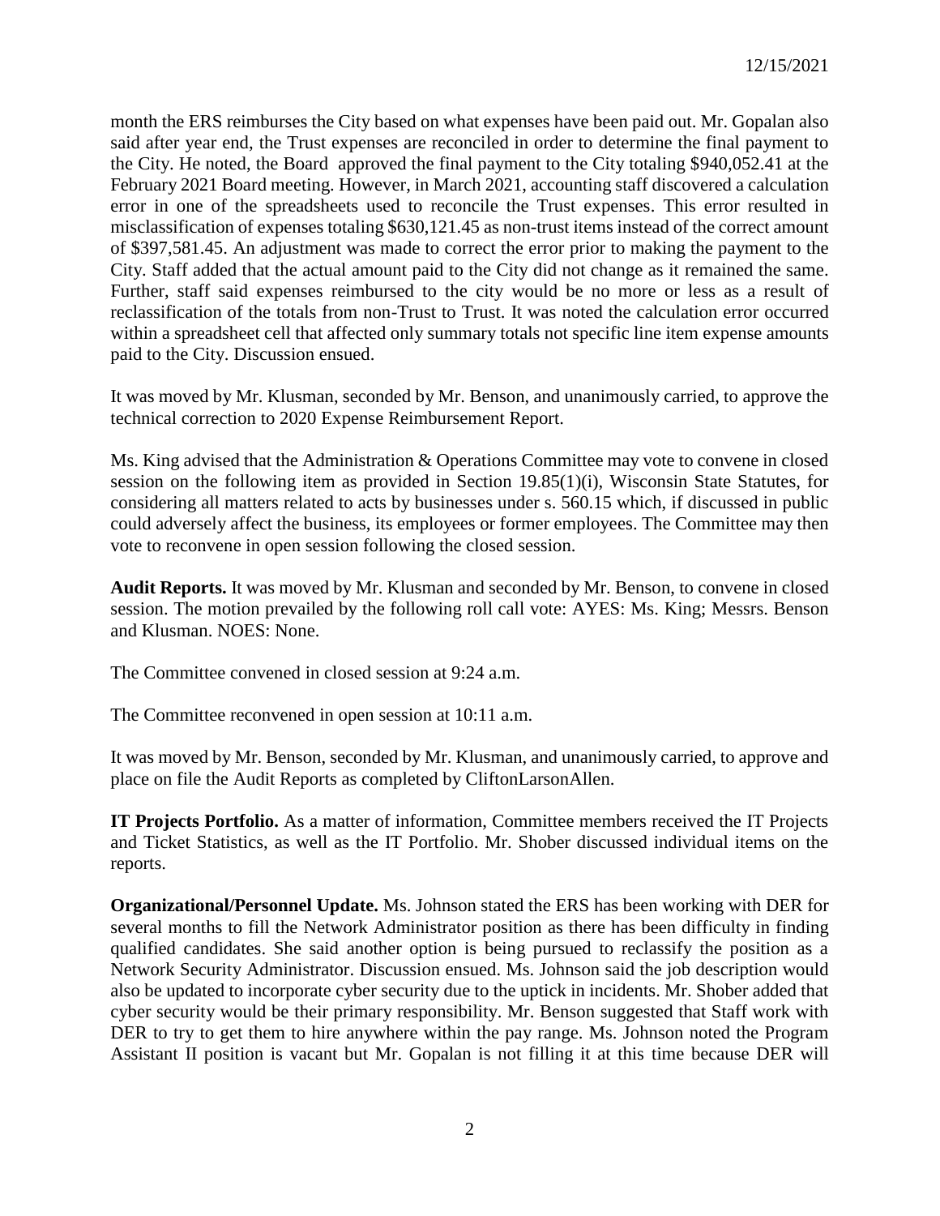month the ERS reimburses the City based on what expenses have been paid out. Mr. Gopalan also said after year end, the Trust expenses are reconciled in order to determine the final payment to the City. He noted, the Board approved the final payment to the City totaling $940,052.41 at the February 2021 Board meeting. However, in March 2021, accounting staff discovered a calculation error in one of the spreadsheets used to reconcile the Trust expenses. This error resulted in misclassification of expenses totaling $630,121.45 as non-trust items instead of the correct amount of $397,581.45. An adjustment was made to correct the error prior to making the payment to the City. Staff added that the actual amount paid to the City did not change as it remained the same. Further, staff said expenses reimbursed to the city would be no more or less as a result of reclassification of the totals from non-Trust to Trust. It was noted the calculation error occurred within a spreadsheet cell that affected only summary totals not specific line item expense amounts paid to the City. Discussion ensued.

It was moved by Mr. Klusman, seconded by Mr. Benson, and unanimously carried, to approve the technical correction to 2020 Expense Reimbursement Report.

Ms. King advised that the Administration & Operations Committee may vote to convene in closed session on the following item as provided in Section 19.85(1)(i), Wisconsin State Statutes, for considering all matters related to acts by businesses under s. 560.15 which, if discussed in public could adversely affect the business, its employees or former employees. The Committee may then vote to reconvene in open session following the closed session.

**Audit Reports.** It was moved by Mr. Klusman and seconded by Mr. Benson, to convene in closed session. The motion prevailed by the following roll call vote: AYES: Ms. King; Messrs. Benson and Klusman. NOES: None.

The Committee convened in closed session at 9:24 a.m.

The Committee reconvened in open session at 10:11 a.m.

It was moved by Mr. Benson, seconded by Mr. Klusman, and unanimously carried, to approve and place on file the Audit Reports as completed by CliftonLarsonAllen.

**IT Projects Portfolio.** As a matter of information, Committee members received the IT Projects and Ticket Statistics, as well as the IT Portfolio. Mr. Shober discussed individual items on the reports.

**Organizational/Personnel Update.** Ms. Johnson stated the ERS has been working with DER for several months to fill the Network Administrator position as there has been difficulty in finding qualified candidates. She said another option is being pursued to reclassify the position as a Network Security Administrator. Discussion ensued. Ms. Johnson said the job description would also be updated to incorporate cyber security due to the uptick in incidents. Mr. Shober added that cyber security would be their primary responsibility. Mr. Benson suggested that Staff work with DER to try to get them to hire anywhere within the pay range. Ms. Johnson noted the Program Assistant II position is vacant but Mr. Gopalan is not filling it at this time because DER will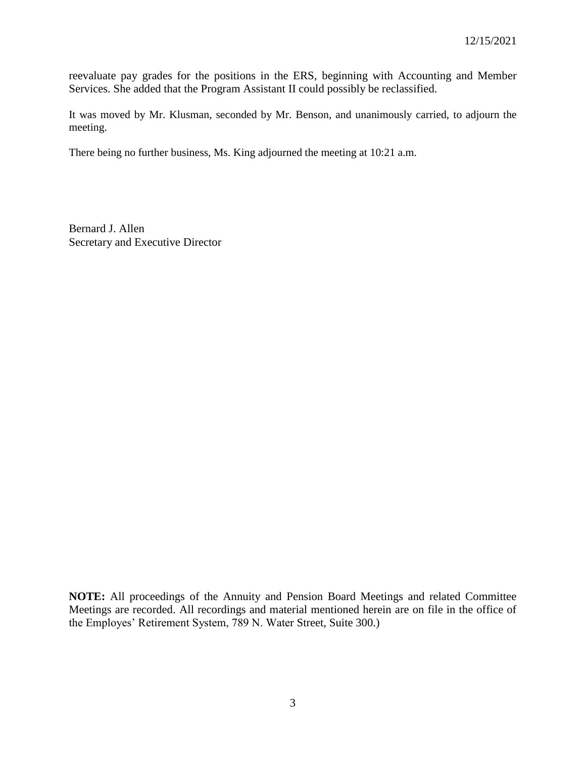reevaluate pay grades for the positions in the ERS, beginning with Accounting and Member Services. She added that the Program Assistant II could possibly be reclassified.

It was moved by Mr. Klusman, seconded by Mr. Benson, and unanimously carried, to adjourn the meeting.

There being no further business, Ms. King adjourned the meeting at 10:21 a.m.

Bernard J. Allen
Secretary and Executive Director

**NOTE:** All proceedings of the Annuity and Pension Board Meetings and related Committee Meetings are recorded. All recordings and material mentioned herein are on file in the office of the Employes' Retirement System, 789 N. Water Street, Suite 300.)